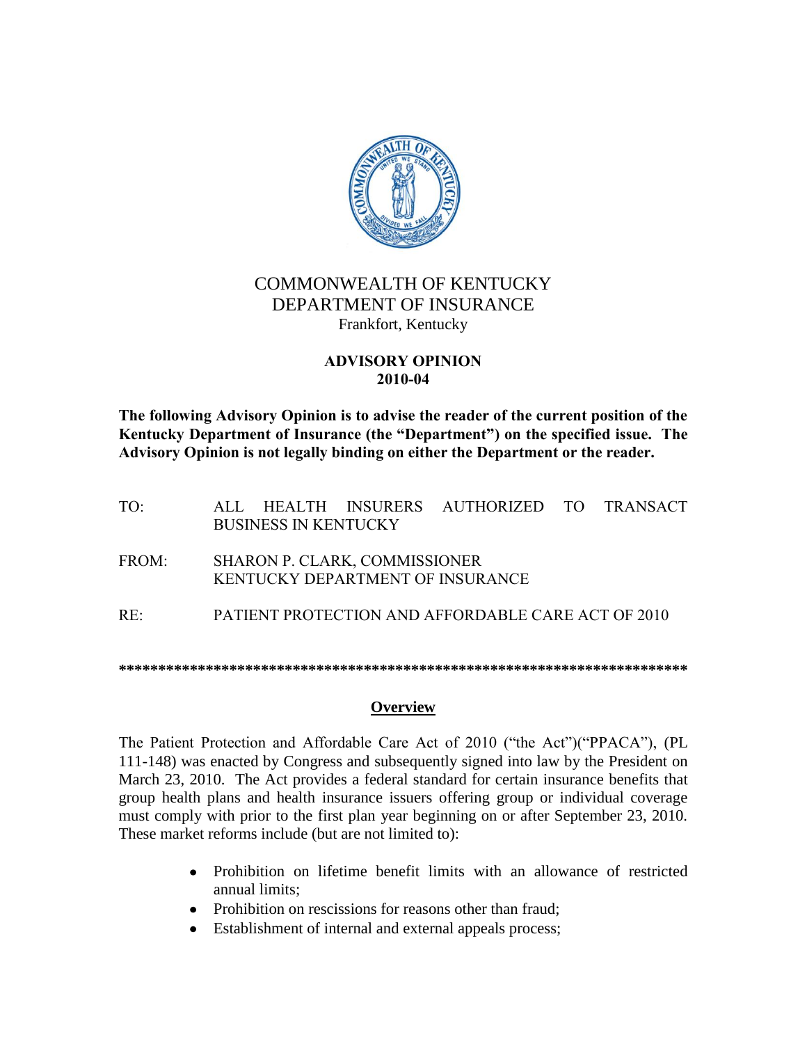COMMONWEALTH OF KENTUCKY
DEPARTMENT OF INSURANCE
Frankfort, Kentucky

**ADVISORY OPINION**
**2010-04**

**The following Advisory Opinion is to advise the reader of the current position of the Kentucky Department of Insurance (the "Department") on the specified issue. The Advisory Opinion is not legally binding on either the Department or the reader.**

TO: ALL HEALTH INSURERS AUTHORIZED TO TRANSACT BUSINESS IN KENTUCKY

FROM: SHARON P. CLARK, COMMISSIONER
KENTUCKY DEPARTMENT OF INSURANCE

RE: PATIENT PROTECTION AND AFFORDABLE CARE ACT OF 2010

**************************************************************************

## Overview

The Patient Protection and Affordable Care Act of 2010 ("the Act")("PPACA"), (PL 111-148) was enacted by Congress and subsequently signed into law by the President on March 23, 2010. The Act provides a federal standard for certain insurance benefits that group health plans and health insurance issuers offering group or individual coverage must comply with prior to the first plan year beginning on or after September 23, 2010. These market reforms include (but are not limited to):

- Prohibition on lifetime benefit limits with an allowance of restricted annual limits;
- Prohibition on rescissions for reasons other than fraud;
- Establishment of internal and external appeals process;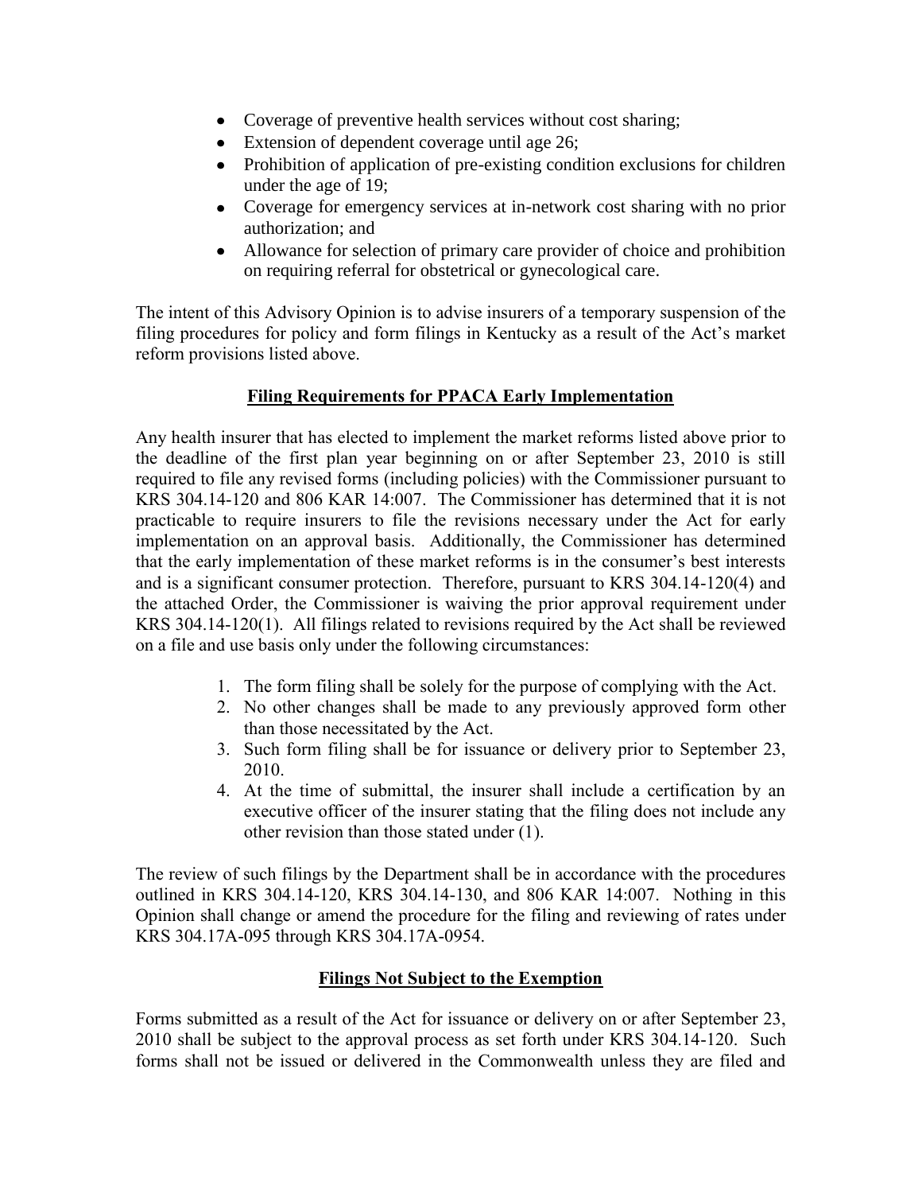- Coverage of preventive health services without cost sharing;
- Extension of dependent coverage until age 26;
- Prohibition of application of pre-existing condition exclusions for children under the age of 19;
- Coverage for emergency services at in-network cost sharing with no prior authorization; and
- Allowance for selection of primary care provider of choice and prohibition on requiring referral for obstetrical or gynecological care.

The intent of this Advisory Opinion is to advise insurers of a temporary suspension of the filing procedures for policy and form filings in Kentucky as a result of the Act's market reform provisions listed above.

## Filing Requirements for PPACA Early Implementation

Any health insurer that has elected to implement the market reforms listed above prior to the deadline of the first plan year beginning on or after September 23, 2010 is still required to file any revised forms (including policies) with the Commissioner pursuant to KRS 304.14-120 and 806 KAR 14:007. The Commissioner has determined that it is not practicable to require insurers to file the revisions necessary under the Act for early implementation on an approval basis. Additionally, the Commissioner has determined that the early implementation of these market reforms is in the consumer's best interests and is a significant consumer protection. Therefore, pursuant to KRS 304.14-120(4) and the attached Order, the Commissioner is waiving the prior approval requirement under KRS 304.14-120(1). All filings related to revisions required by the Act shall be reviewed on a file and use basis only under the following circumstances:

1. The form filing shall be solely for the purpose of complying with the Act.
2. No other changes shall be made to any previously approved form other than those necessitated by the Act.
3. Such form filing shall be for issuance or delivery prior to September 23, 2010.
4. At the time of submittal, the insurer shall include a certification by an executive officer of the insurer stating that the filing does not include any other revision than those stated under (1).

The review of such filings by the Department shall be in accordance with the procedures outlined in KRS 304.14-120, KRS 304.14-130, and 806 KAR 14:007. Nothing in this Opinion shall change or amend the procedure for the filing and reviewing of rates under KRS 304.17A-095 through KRS 304.17A-0954.

## Filings Not Subject to the Exemption

Forms submitted as a result of the Act for issuance or delivery on or after September 23, 2010 shall be subject to the approval process as set forth under KRS 304.14-120. Such forms shall not be issued or delivered in the Commonwealth unless they are filed and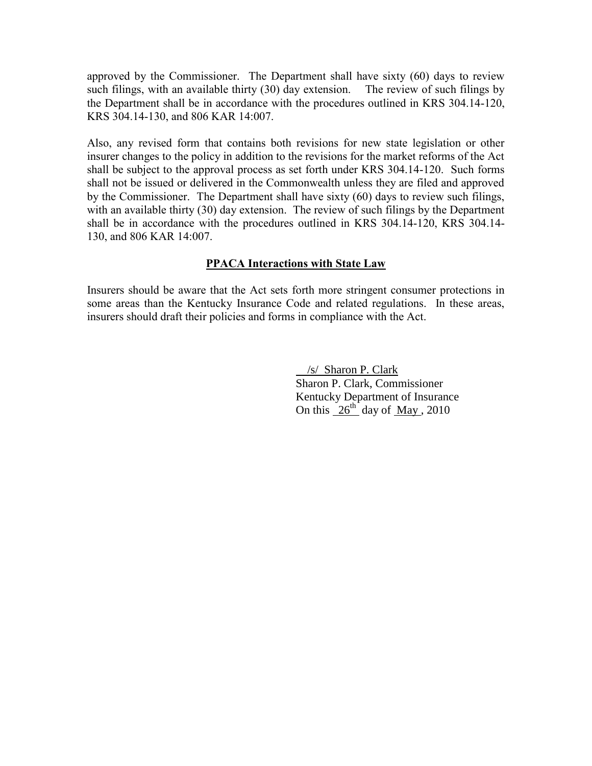approved by the Commissioner. The Department shall have sixty (60) days to review such filings, with an available thirty (30) day extension. The review of such filings by the Department shall be in accordance with the procedures outlined in KRS 304.14-120, KRS 304.14-130, and 806 KAR 14:007.

Also, any revised form that contains both revisions for new state legislation or other insurer changes to the policy in addition to the revisions for the market reforms of the Act shall be subject to the approval process as set forth under KRS 304.14-120. Such forms shall not be issued or delivered in the Commonwealth unless they are filed and approved by the Commissioner. The Department shall have sixty (60) days to review such filings, with an available thirty (30) day extension. The review of such filings by the Department shall be in accordance with the procedures outlined in KRS 304.14-120, KRS 304.14-130, and 806 KAR 14:007.

**PPACA Interactions with State Law**

Insurers should be aware that the Act sets forth more stringent consumer protections in some areas than the Kentucky Insurance Code and related regulations. In these areas, insurers should draft their policies and forms in compliance with the Act.

/s/ Sharon P. Clark
Sharon P. Clark, Commissioner
Kentucky Department of Insurance
On this 26th day of May, 2010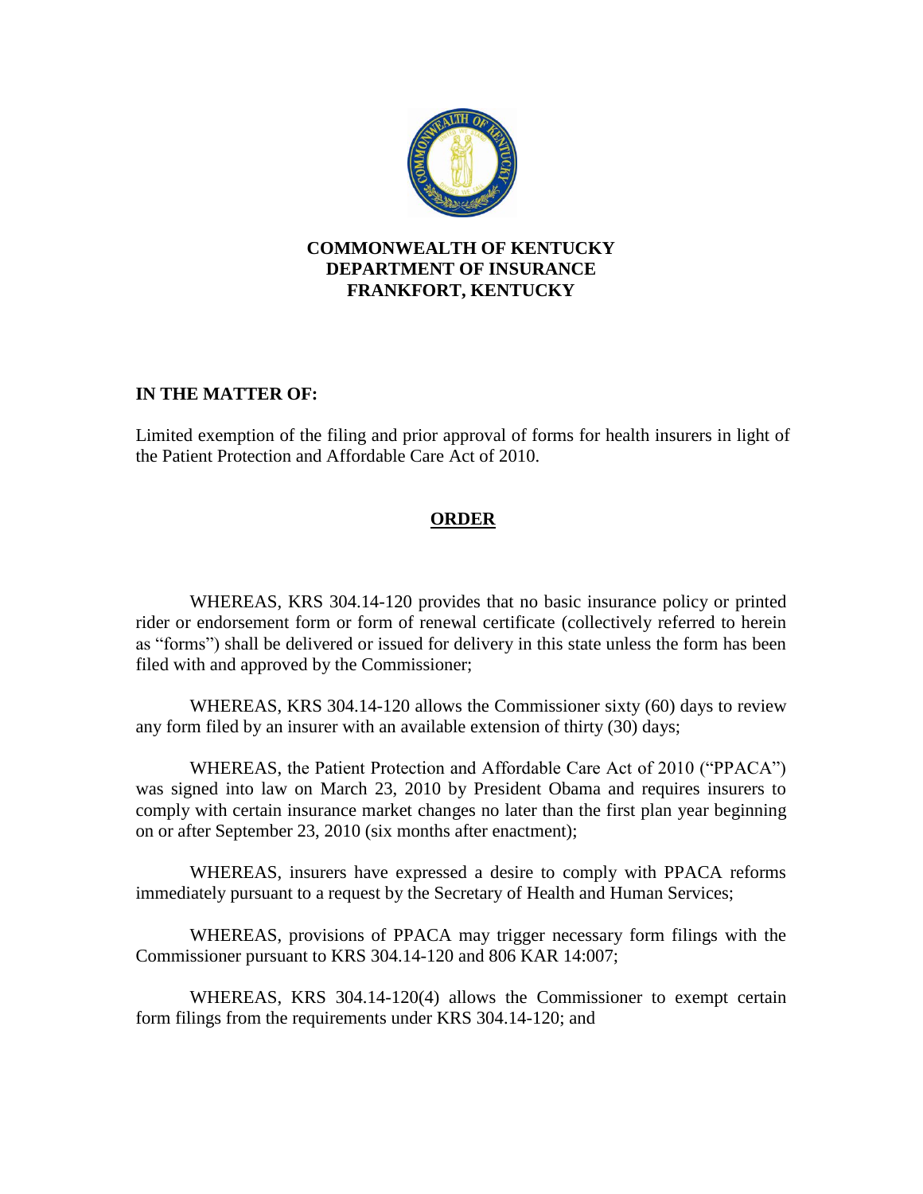**COMMONWEALTH OF KENTUCKY**
**DEPARTMENT OF INSURANCE**
**FRANKFORT, KENTUCKY**

**IN THE MATTER OF:**

Limited exemption of the filing and prior approval of forms for health insurers in light of the Patient Protection and Affordable Care Act of 2010.

## ORDER

WHEREAS, KRS 304.14-120 provides that no basic insurance policy or printed rider or endorsement form or form of renewal certificate (collectively referred to herein as "forms") shall be delivered or issued for delivery in this state unless the form has been filed with and approved by the Commissioner;

WHEREAS, KRS 304.14-120 allows the Commissioner sixty (60) days to review any form filed by an insurer with an available extension of thirty (30) days;

WHEREAS, the Patient Protection and Affordable Care Act of 2010 ("PPACA") was signed into law on March 23, 2010 by President Obama and requires insurers to comply with certain insurance market changes no later than the first plan year beginning on or after September 23, 2010 (six months after enactment);

WHEREAS, insurers have expressed a desire to comply with PPACA reforms immediately pursuant to a request by the Secretary of Health and Human Services;

WHEREAS, provisions of PPACA may trigger necessary form filings with the Commissioner pursuant to KRS 304.14-120 and 806 KAR 14:007;

WHEREAS, KRS 304.14-120(4) allows the Commissioner to exempt certain form filings from the requirements under KRS 304.14-120; and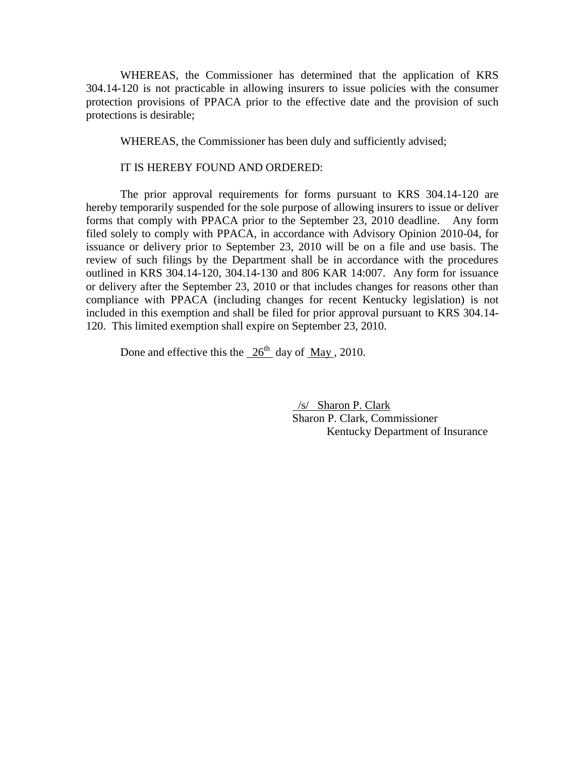WHEREAS, the Commissioner has determined that the application of KRS 304.14-120 is not practicable in allowing insurers to issue policies with the consumer protection provisions of PPACA prior to the effective date and the provision of such protections is desirable;

WHEREAS, the Commissioner has been duly and sufficiently advised;

IT IS HEREBY FOUND AND ORDERED:

The prior approval requirements for forms pursuant to KRS 304.14-120 are hereby temporarily suspended for the sole purpose of allowing insurers to issue or deliver forms that comply with PPACA prior to the September 23, 2010 deadline. Any form filed solely to comply with PPACA, in accordance with Advisory Opinion 2010-04, for issuance or delivery prior to September 23, 2010 will be on a file and use basis. The review of such filings by the Department shall be in accordance with the procedures outlined in KRS 304.14-120, 304.14-130 and 806 KAR 14:007. Any form for issuance or delivery after the September 23, 2010 or that includes changes for reasons other than compliance with PPACA (including changes for recent Kentucky legislation) is not included in this exemption and shall be filed for prior approval pursuant to KRS 304.14-120. This limited exemption shall expire on September 23, 2010.

Done and effective this the 26th day of May, 2010.

/s/ Sharon P. Clark
Sharon P. Clark, Commissioner
Kentucky Department of Insurance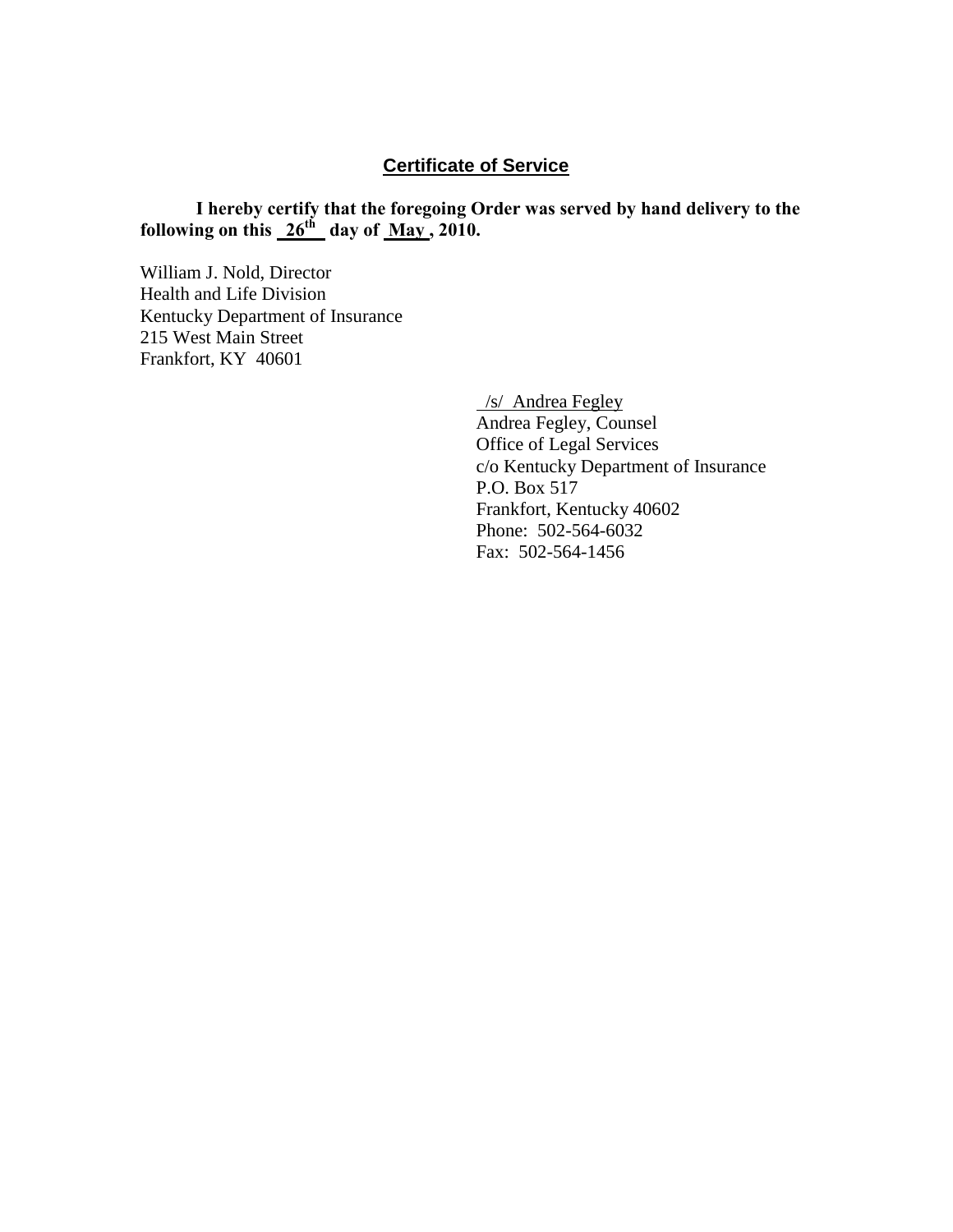## Certificate of Service

**I hereby certify that the foregoing Order was served by hand delivery to the following on this 26th day of May, 2010.**

William J. Nold, Director
Health and Life Division
Kentucky Department of Insurance
215 West Main Street
Frankfort, KY 40601

/s/ Andrea Fegley
Andrea Fegley, Counsel
Office of Legal Services
c/o Kentucky Department of Insurance
P.O. Box 517
Frankfort, Kentucky 40602
Phone: 502-564-6032
Fax: 502-564-1456